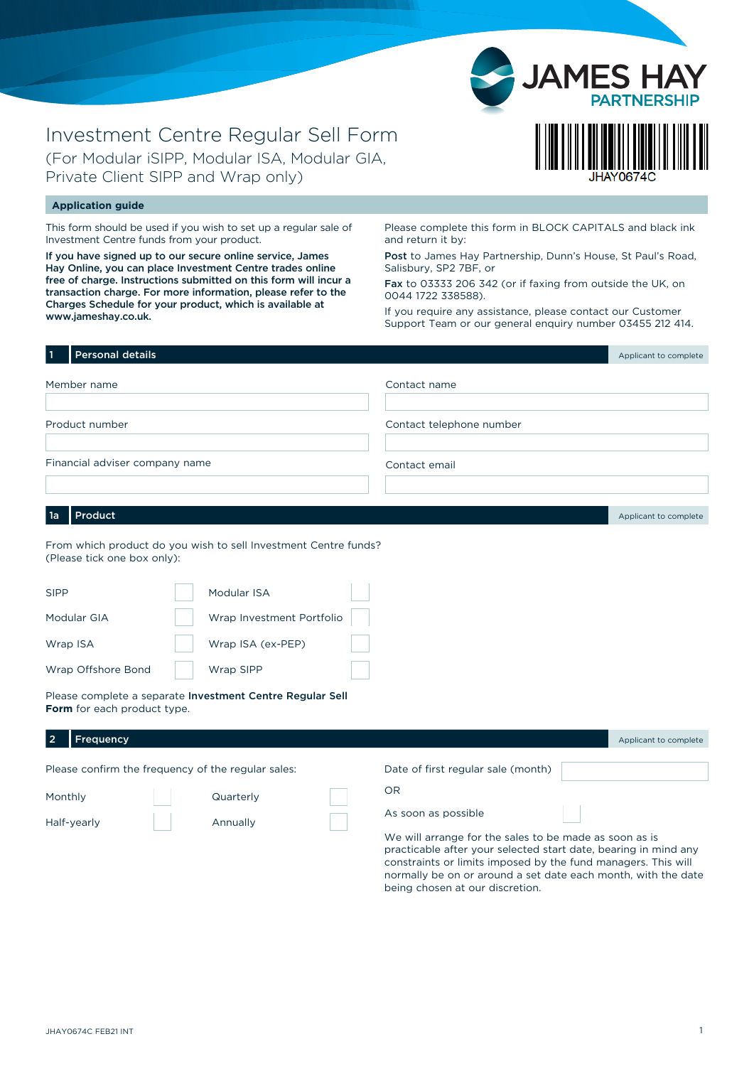JAMES HAY PARTNERSHIP

# Investment Centre Regular Sell Form

(For Modular iSIPP, Modular ISA, Modular GIA, Private Client SIPP and Wrap only)

JHAY0674C

## Application guide

This form should be used if you wish to set up a regular sale of Investment Centre funds from your product.

**If you have signed up to our secure online service, James Hay Online, you can place Investment Centre trades online free of charge. Instructions submitted on this form will incur a transaction charge. For more information, please refer to the Charges Schedule for your product, which is available at www.jameshay.co.uk.**

Please complete this form in BLOCK CAPITALS and black ink and return it by:

**Post** to James Hay Partnership, Dunn's House, St Paul's Road, Salisbury, SP2 7BF, or

**Fax** to 03333 206 342 (or if faxing from outside the UK, on 0044 1722 338588).

If you require any assistance, please contact our Customer Support Team or our general enquiry number 03455 212 414.

## 1 Personal details

Applicant to complete

| | |
|---|---|
| Member name | Contact name |
| Product number | Contact telephone number |
| Financial adviser company name | Contact email |

## 1a Product

Applicant to complete

From which product do you wish to sell Investment Centre funds? (Please tick one box only):

| | | | |
|---|---|---|---|
| SIPP | ☐ | Modular ISA | ☐ |
| Modular GIA | ☐ | Wrap Investment Portfolio | ☐ |
| Wrap ISA | ☐ | Wrap ISA (ex-PEP) | ☐ |
| Wrap Offshore Bond | ☐ | Wrap SIPP | ☐ |

Please complete a separate **Investment Centre Regular Sell Form** for each product type.

## 2 Frequency

Applicant to complete

Please confirm the frequency of the regular sales:

| | | | |
|---|---|---|---|
| Monthly | ☐ | Quarterly | ☐ |
| Half-yearly | ☐ | Annually | ☐ |

Date of first regular sale (month) ______

OR

As soon as possible ☐

We will arrange for the sales to be made as soon as is practicable after your selected start date, bearing in mind any constraints or limits imposed by the fund managers. This will normally be on or around a set date each month, with the date being chosen at our discretion.

JHAY0674C FEB21 INT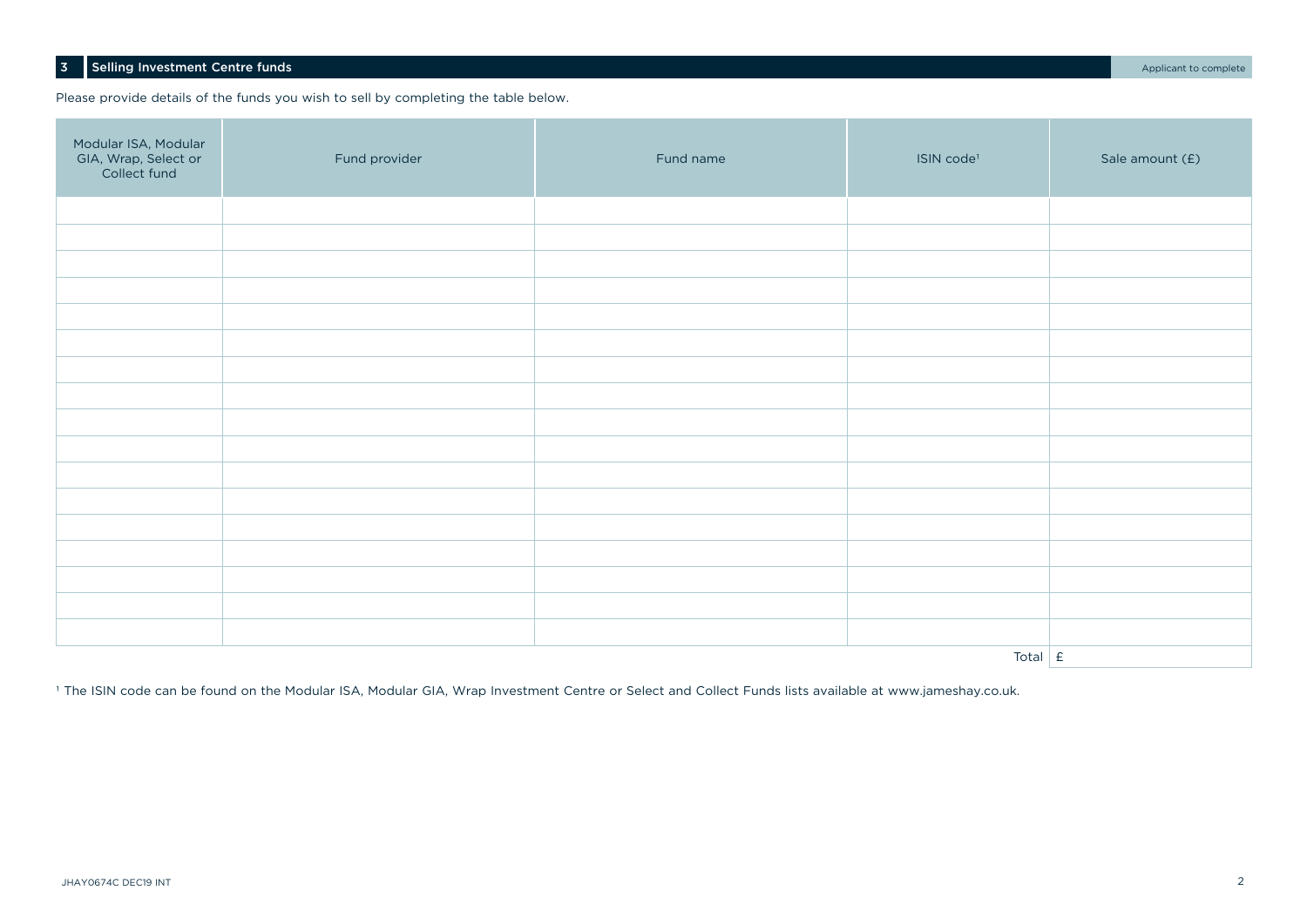## 3 Selling Investment Centre funds

Applicant to complete

Please provide details of the funds you wish to sell by completing the table below.

| Modular ISA, Modular GIA, Wrap, Select or Collect fund | Fund provider | Fund name | ISIN code[1] | Sale amount (£) |
|---|---|---|---|---|
| | | | | |
| | | | | |
| | | | | |
| | | | | |
| | | | | |
| | | | | |
| | | | | |
| | | | | |
| | | | | |
| | | | | |
| | | | | |
| | | | | |
| | | | | |
| | | | | |
| | | | | |
| | | | | |
| | | | | |
| | | | Total | £ |

[1] The ISIN code can be found on the Modular ISA, Modular GIA, Wrap Investment Centre or Select and Collect Funds lists available at www.jameshay.co.uk.

JHAY0674C DEC19 INT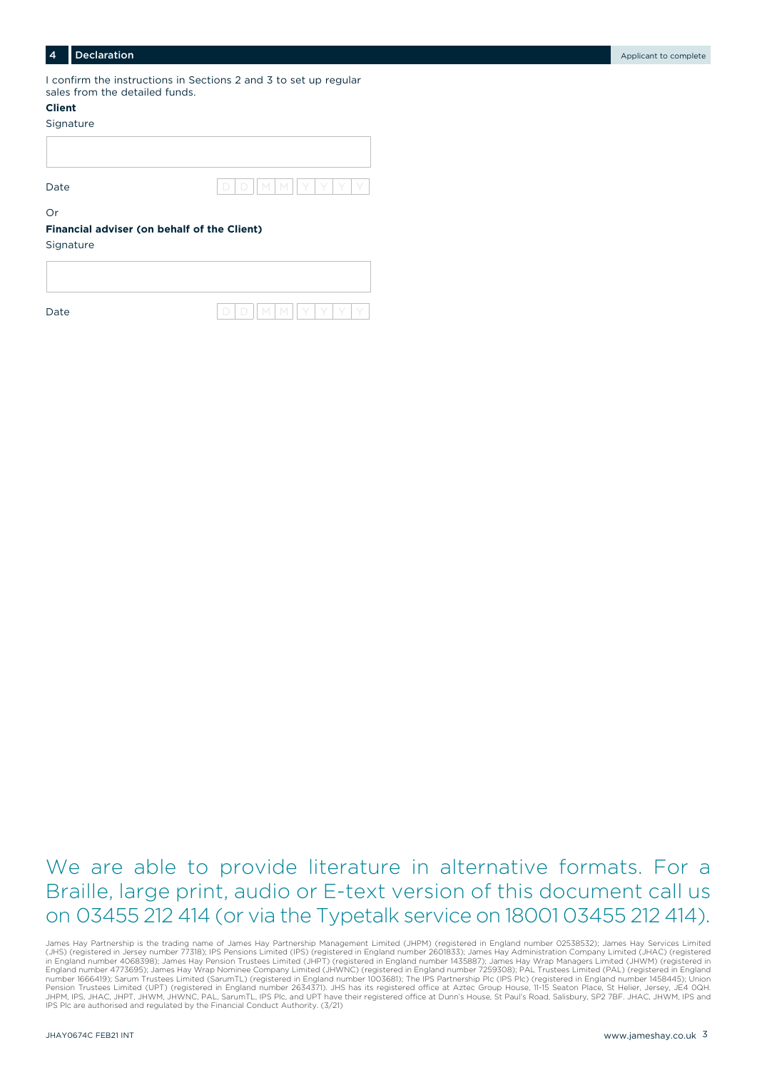## 4 Declaration

Applicant to complete

I confirm the instructions in Sections 2 and 3 to set up regular sales from the detailed funds.

**Client**

Signature

Date D D M M Y Y Y Y

Or

**Financial adviser (on behalf of the Client)**

Signature

Date D D M M Y Y Y Y

We are able to provide literature in alternative formats. For a Braille, large print, audio or E-text version of this document call us on 03455 212 414 (or via the Typetalk service on 18001 03455 212 414).

James Hay Partnership is the trading name of James Hay Partnership Management Limited (JHPM) (registered in England number 02538532); James Hay Services Limited (JHS) (registered in Jersey number 77318); IPS Pensions Limited (IPS) (registered in England number 2601833); James Hay Administration Company Limited (JHAC) (registered in England number 4068398); James Hay Pension Trustees Limited (JHPT) (registered in England number 1435887); James Hay Wrap Managers Limited (JHWM) (registered in England number 4773695); James Hay Wrap Nominee Company Limited (JHWNC) (registered in England number 7259308); PAL Trustees Limited (PAL) (registered in England number 1666419); Sarum Trustees Limited (SarumTL) (registered in England number 1003681); The IPS Partnership Plc (IPS Plc) (registered in England number 1458445); Union Pension Trustees Limited (UPT) (registered in England number 2634371). JHS has its registered office at Aztec Group House, 11-15 Seaton Place, St Helier, Jersey, JE4 0QH. JHPM, IPS, JHAC, JHPT, JHWM, JHWNC, PAL, SarumTL, IPS Plc, and UPT have their registered office at Dunn's House, St Paul's Road, Salisbury, SP2 7BF. JHAC, JHWM, IPS and IPS Plc are authorised and regulated by the Financial Conduct Authority. (3/21)

JHAY0674C FEB21 INT

www.jameshay.co.uk